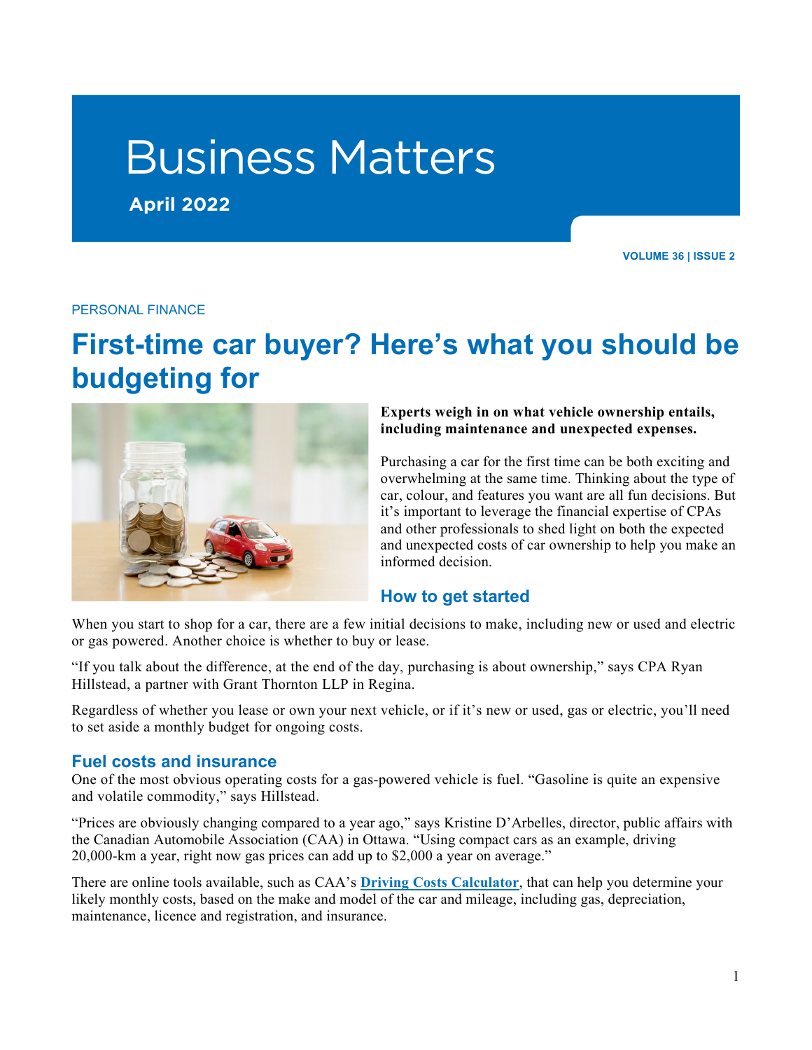# Business Matters

**April 2022**

PERSONAL FINANCE

## First-time car buyer? Here's what you should be budgeting for

**Experts weigh in on what vehicle ownership entails, including maintenance and unexpected expenses.**

Purchasing a car for the first time can be both exciting and overwhelming at the same time. Thinking about the type of car, colour, and features you want are all fun decisions. But it's important to leverage the financial expertise of CPAs and other professionals to shed light on both the expected and unexpected costs of car ownership to help you make an informed decision.

### How to get started

When you start to shop for a car, there are a few initial decisions to make, including new or used and electric or gas powered. Another choice is whether to buy or lease.

"If you talk about the difference, at the end of the day, purchasing is about ownership," says CPA Ryan Hillstead, a partner with Grant Thornton LLP in Regina.

Regardless of whether you lease or own your next vehicle, or if it's new or used, gas or electric, you'll need to set aside a monthly budget for ongoing costs.

### Fuel costs and insurance

One of the most obvious operating costs for a gas-powered vehicle is fuel. "Gasoline is quite an expensive and volatile commodity," says Hillstead.

"Prices are obviously changing compared to a year ago," says Kristine D'Arbelles, director, public affairs with the Canadian Automobile Association (CAA) in Ottawa. "Using compact cars as an example, driving 20,000-km a year, right now gas prices can add up to $2,000 a year on average."

There are online tools available, such as CAA's **Driving Costs Calculator**, that can help you determine your likely monthly costs, based on the make and model of the car and mileage, including gas, depreciation, maintenance, licence and registration, and insurance.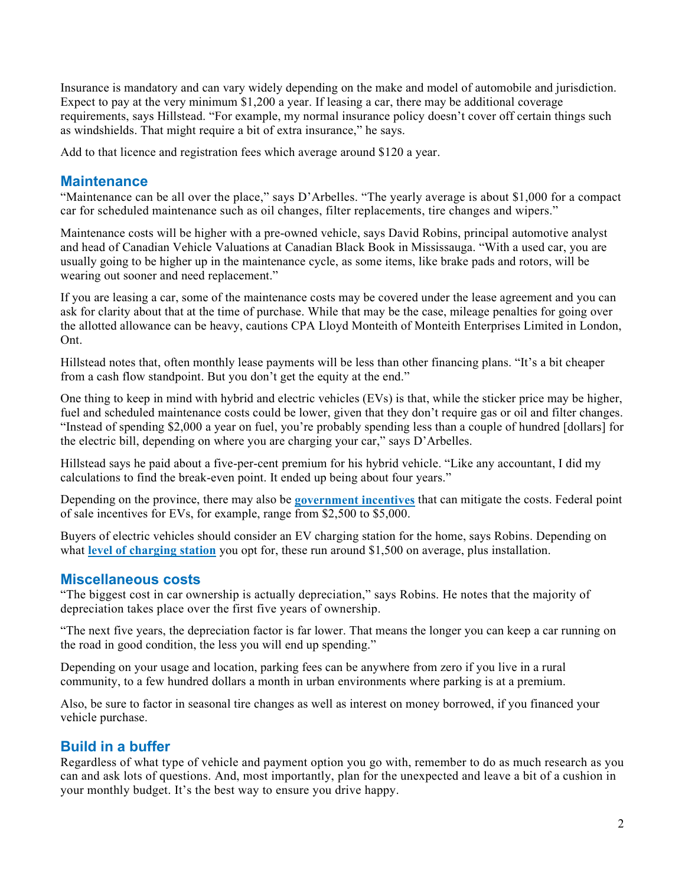Insurance is mandatory and can vary widely depending on the make and model of automobile and jurisdiction. Expect to pay at the very minimum $1,200 a year. If leasing a car, there may be additional coverage requirements, says Hillstead. "For example, my normal insurance policy doesn't cover off certain things such as windshields. That might require a bit of extra insurance," he says.

Add to that licence and registration fees which average around $120 a year.

## Maintenance

"Maintenance can be all over the place," says D'Arbelles. "The yearly average is about $1,000 for a compact car for scheduled maintenance such as oil changes, filter replacements, tire changes and wipers."

Maintenance costs will be higher with a pre-owned vehicle, says David Robins, principal automotive analyst and head of Canadian Vehicle Valuations at Canadian Black Book in Mississauga. "With a used car, you are usually going to be higher up in the maintenance cycle, as some items, like brake pads and rotors, will be wearing out sooner and need replacement."

If you are leasing a car, some of the maintenance costs may be covered under the lease agreement and you can ask for clarity about that at the time of purchase. While that may be the case, mileage penalties for going over the allotted allowance can be heavy, cautions CPA Lloyd Monteith of Monteith Enterprises Limited in London, Ont.

Hillstead notes that, often monthly lease payments will be less than other financing plans. "It's a bit cheaper from a cash flow standpoint. But you don't get the equity at the end."

One thing to keep in mind with hybrid and electric vehicles (EVs) is that, while the sticker price may be higher, fuel and scheduled maintenance costs could be lower, given that they don't require gas or oil and filter changes. "Instead of spending $2,000 a year on fuel, you're probably spending less than a couple of hundred [dollars] for the electric bill, depending on where you are charging your car," says D'Arbelles.

Hillstead says he paid about a five-per-cent premium for his hybrid vehicle. "Like any accountant, I did my calculations to find the break-even point. It ended up being about four years."

Depending on the province, there may also be **government incentives** that can mitigate the costs. Federal point of sale incentives for EVs, for example, range from $2,500 to $5,000.

Buyers of electric vehicles should consider an EV charging station for the home, says Robins. Depending on what **level of charging station** you opt for, these run around $1,500 on average, plus installation.

## Miscellaneous costs

"The biggest cost in car ownership is actually depreciation," says Robins. He notes that the majority of depreciation takes place over the first five years of ownership.

"The next five years, the depreciation factor is far lower. That means the longer you can keep a car running on the road in good condition, the less you will end up spending."

Depending on your usage and location, parking fees can be anywhere from zero if you live in a rural community, to a few hundred dollars a month in urban environments where parking is at a premium.

Also, be sure to factor in seasonal tire changes as well as interest on money borrowed, if you financed your vehicle purchase.

## Build in a buffer

Regardless of what type of vehicle and payment option you go with, remember to do as much research as you can and ask lots of questions. And, most importantly, plan for the unexpected and leave a bit of a cushion in your monthly budget. It's the best way to ensure you drive happy.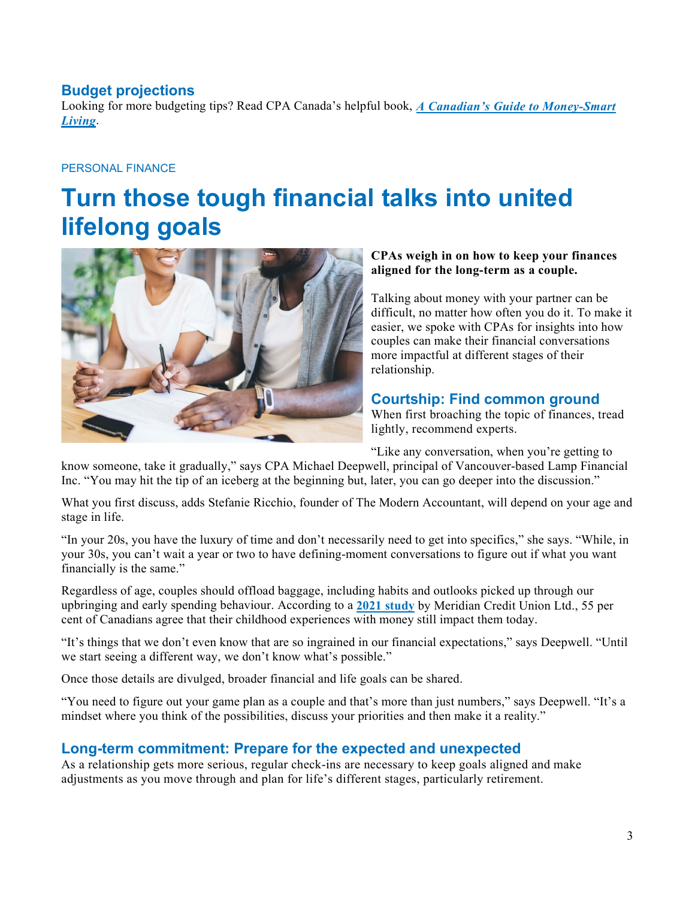## Budget projections

Looking for more budgeting tips? Read CPA Canada's helpful book, ***A Canadian's Guide to Money-Smart Living***.

PERSONAL FINANCE

# Turn those tough financial talks into united lifelong goals

**CPAs weigh in on how to keep your finances aligned for the long-term as a couple.**

Talking about money with your partner can be difficult, no matter how often you do it. To make it easier, we spoke with CPAs for insights into how couples can make their financial conversations more impactful at different stages of their relationship.

## Courtship: Find common ground

When first broaching the topic of finances, tread lightly, recommend experts.

"Like any conversation, when you're getting to know someone, take it gradually," says CPA Michael Deepwell, principal of Vancouver-based Lamp Financial Inc. "You may hit the tip of an iceberg at the beginning but, later, you can go deeper into the discussion."

What you first discuss, adds Stefanie Ricchio, founder of The Modern Accountant, will depend on your age and stage in life.

"In your 20s, you have the luxury of time and don't necessarily need to get into specifics," she says. "While, in your 30s, you can't wait a year or two to have defining-moment conversations to figure out if what you want financially is the same."

Regardless of age, couples should offload baggage, including habits and outlooks picked up through our upbringing and early spending behaviour. According to a **2021 study** by Meridian Credit Union Ltd., 55 per cent of Canadians agree that their childhood experiences with money still impact them today.

"It's things that we don't even know that are so ingrained in our financial expectations," says Deepwell. "Until we start seeing a different way, we don't know what's possible."

Once those details are divulged, broader financial and life goals can be shared.

"You need to figure out your game plan as a couple and that's more than just numbers," says Deepwell. "It's a mindset where you think of the possibilities, discuss your priorities and then make it a reality."

## Long-term commitment: Prepare for the expected and unexpected

As a relationship gets more serious, regular check-ins are necessary to keep goals aligned and make adjustments as you move through and plan for life's different stages, particularly retirement.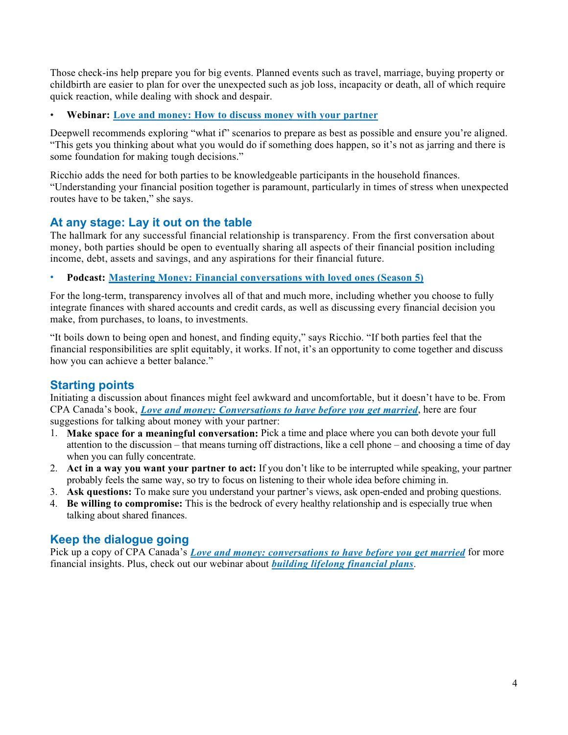Those check-ins help prepare you for big events. Planned events such as travel, marriage, buying property or childbirth are easier to plan for over the unexpected such as job loss, incapacity or death, all of which require quick reaction, while dealing with shock and despair.

- **Webinar: Love and money: How to discuss money with your partner**

Deepwell recommends exploring "what if" scenarios to prepare as best as possible and ensure you're aligned. "This gets you thinking about what you would do if something does happen, so it's not as jarring and there is some foundation for making tough decisions."

Ricchio adds the need for both parties to be knowledgeable participants in the household finances. "Understanding your financial position together is paramount, particularly in times of stress when unexpected routes have to be taken," she says.

## At any stage: Lay it out on the table

The hallmark for any successful financial relationship is transparency. From the first conversation about money, both parties should be open to eventually sharing all aspects of their financial position including income, debt, assets and savings, and any aspirations for their financial future.

- **Podcast: Mastering Money: Financial conversations with loved ones (Season 5)**

For the long-term, transparency involves all of that and much more, including whether you choose to fully integrate finances with shared accounts and credit cards, as well as discussing every financial decision you make, from purchases, to loans, to investments.

"It boils down to being open and honest, and finding equity," says Ricchio. "If both parties feel that the financial responsibilities are split equitably, it works. If not, it's an opportunity to come together and discuss how you can achieve a better balance."

## Starting points

Initiating a discussion about finances might feel awkward and uncomfortable, but it doesn't have to be. From CPA Canada's book, ***Love and money: Conversations to have before you get married***, here are four suggestions for talking about money with your partner:

1. **Make space for a meaningful conversation:** Pick a time and place where you can both devote your full attention to the discussion – that means turning off distractions, like a cell phone – and choosing a time of day when you can fully concentrate.
2. **Act in a way you want your partner to act:** If you don't like to be interrupted while speaking, your partner probably feels the same way, so try to focus on listening to their whole idea before chiming in.
3. **Ask questions:** To make sure you understand your partner's views, ask open-ended and probing questions.
4. **Be willing to compromise:** This is the bedrock of every healthy relationship and is especially true when talking about shared finances.

## Keep the dialogue going

Pick up a copy of CPA Canada's ***Love and money: conversations to have before you get married*** for more financial insights. Plus, check out our webinar about ***building lifelong financial plans***.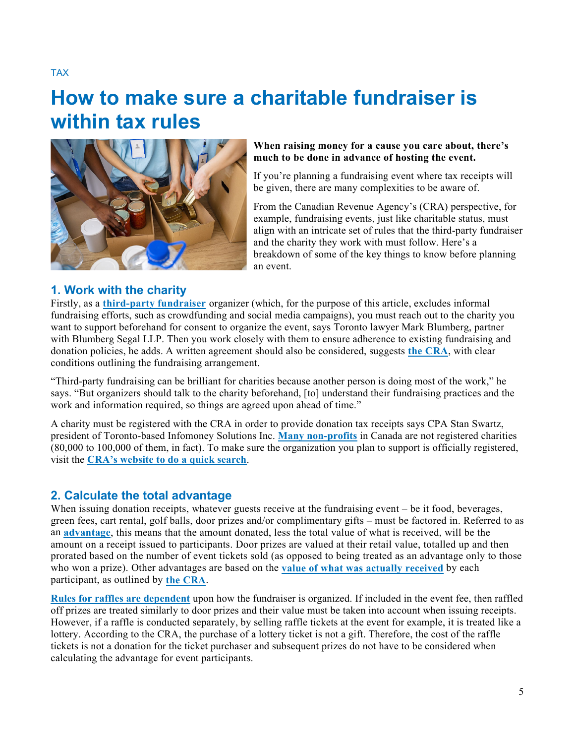TAX

# How to make sure a charitable fundraiser is within tax rules

**When raising money for a cause you care about, there's much to be done in advance of hosting the event.**

If you're planning a fundraising event where tax receipts will be given, there are many complexities to be aware of.

From the Canadian Revenue Agency's (CRA) perspective, for example, fundraising events, just like charitable status, must align with an intricate set of rules that the third-party fundraiser and the charity they work with must follow. Here's a breakdown of some of the key things to know before planning an event.

## 1. Work with the charity

Firstly, as a **third-party fundraiser** organizer (which, for the purpose of this article, excludes informal fundraising efforts, such as crowdfunding and social media campaigns), you must reach out to the charity you want to support beforehand for consent to organize the event, says Toronto lawyer Mark Blumberg, partner with Blumberg Segal LLP. Then you work closely with them to ensure adherence to existing fundraising and donation policies, he adds. A written agreement should also be considered, suggests **the CRA**, with clear conditions outlining the fundraising arrangement.

"Third-party fundraising can be brilliant for charities because another person is doing most of the work," he says. "But organizers should talk to the charity beforehand, [to] understand their fundraising practices and the work and information required, so things are agreed upon ahead of time."

A charity must be registered with the CRA in order to provide donation tax receipts says CPA Stan Swartz, president of Toronto-based Infomoney Solutions Inc. **Many non-profits** in Canada are not registered charities (80,000 to 100,000 of them, in fact). To make sure the organization you plan to support is officially registered, visit the **CRA's website to do a quick search**.

## 2. Calculate the total advantage

When issuing donation receipts, whatever guests receive at the fundraising event – be it food, beverages, green fees, cart rental, golf balls, door prizes and/or complimentary gifts – must be factored in. Referred to as an **advantage**, this means that the amount donated, less the total value of what is received, will be the amount on a receipt issued to participants. Door prizes are valued at their retail value, totalled up and then prorated based on the number of event tickets sold (as opposed to being treated as an advantage only to those who won a prize). Other advantages are based on the **value of what was actually received** by each participant, as outlined by **the CRA**.

**Rules for raffles are dependent** upon how the fundraiser is organized. If included in the event fee, then raffled off prizes are treated similarly to door prizes and their value must be taken into account when issuing receipts. However, if a raffle is conducted separately, by selling raffle tickets at the event for example, it is treated like a lottery. According to the CRA, the purchase of a lottery ticket is not a gift. Therefore, the cost of the raffle tickets is not a donation for the ticket purchaser and subsequent prizes do not have to be considered when calculating the advantage for event participants.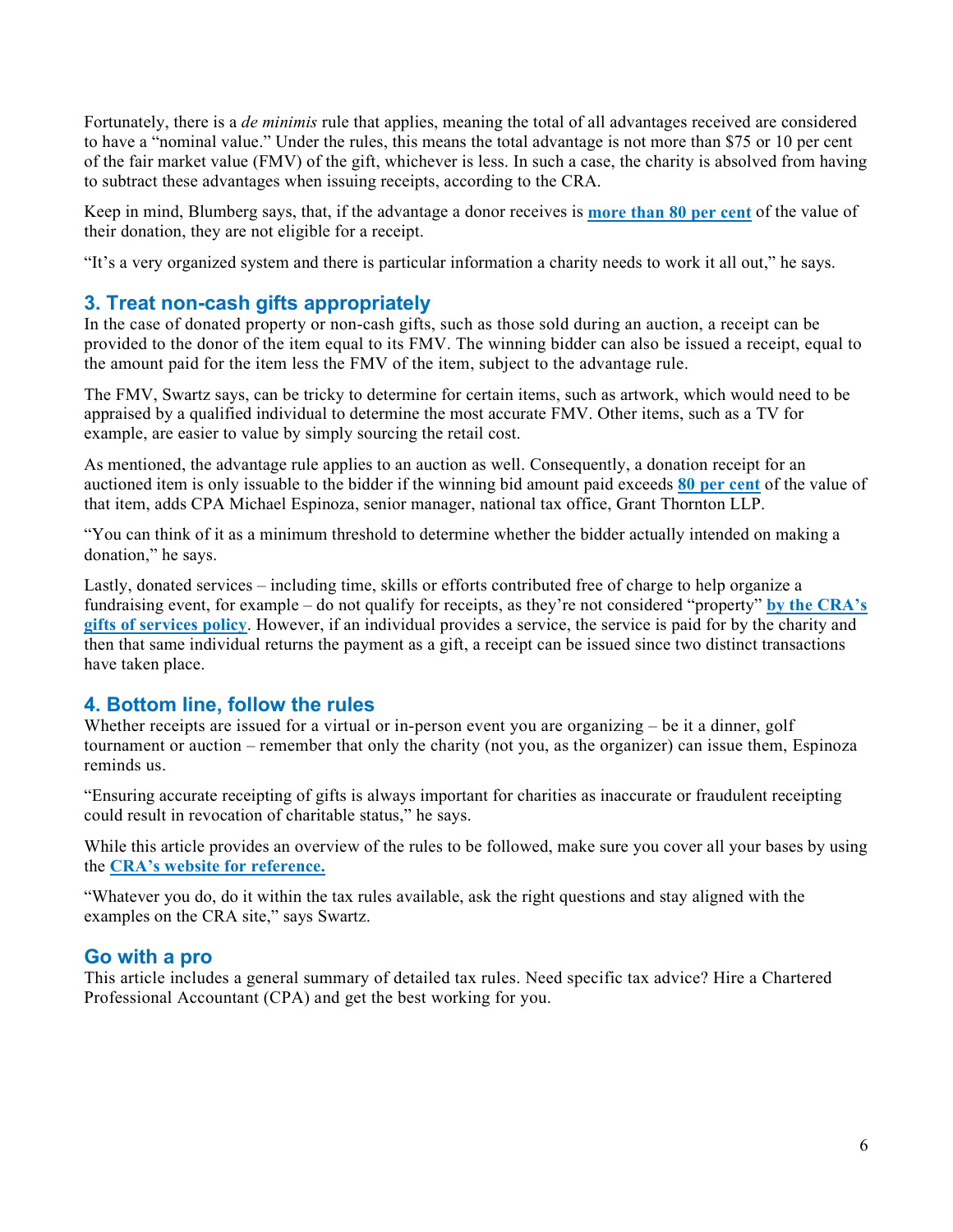Fortunately, there is a *de minimis* rule that applies, meaning the total of all advantages received are considered to have a "nominal value." Under the rules, this means the total advantage is not more than $75 or 10 per cent of the fair market value (FMV) of the gift, whichever is less. In such a case, the charity is absolved from having to subtract these advantages when issuing receipts, according to the CRA.

Keep in mind, Blumberg says, that, if the advantage a donor receives is **more than 80 per cent** of the value of their donation, they are not eligible for a receipt.

"It's a very organized system and there is particular information a charity needs to work it all out," he says.

## 3. Treat non-cash gifts appropriately

In the case of donated property or non-cash gifts, such as those sold during an auction, a receipt can be provided to the donor of the item equal to its FMV. The winning bidder can also be issued a receipt, equal to the amount paid for the item less the FMV of the item, subject to the advantage rule.

The FMV, Swartz says, can be tricky to determine for certain items, such as artwork, which would need to be appraised by a qualified individual to determine the most accurate FMV. Other items, such as a TV for example, are easier to value by simply sourcing the retail cost.

As mentioned, the advantage rule applies to an auction as well. Consequently, a donation receipt for an auctioned item is only issuable to the bidder if the winning bid amount paid exceeds **80 per cent** of the value of that item, adds CPA Michael Espinoza, senior manager, national tax office, Grant Thornton LLP.

"You can think of it as a minimum threshold to determine whether the bidder actually intended on making a donation," he says.

Lastly, donated services – including time, skills or efforts contributed free of charge to help organize a fundraising event, for example – do not qualify for receipts, as they're not considered "property" **by the CRA's gifts of services policy**. However, if an individual provides a service, the service is paid for by the charity and then that same individual returns the payment as a gift, a receipt can be issued since two distinct transactions have taken place.

## 4. Bottom line, follow the rules

Whether receipts are issued for a virtual or in-person event you are organizing – be it a dinner, golf tournament or auction – remember that only the charity (not you, as the organizer) can issue them, Espinoza reminds us.

"Ensuring accurate receipting of gifts is always important for charities as inaccurate or fraudulent receipting could result in revocation of charitable status," he says.

While this article provides an overview of the rules to be followed, make sure you cover all your bases by using the **CRA's website for reference.**

"Whatever you do, do it within the tax rules available, ask the right questions and stay aligned with the examples on the CRA site," says Swartz.

## Go with a pro

This article includes a general summary of detailed tax rules. Need specific tax advice? Hire a Chartered Professional Accountant (CPA) and get the best working for you.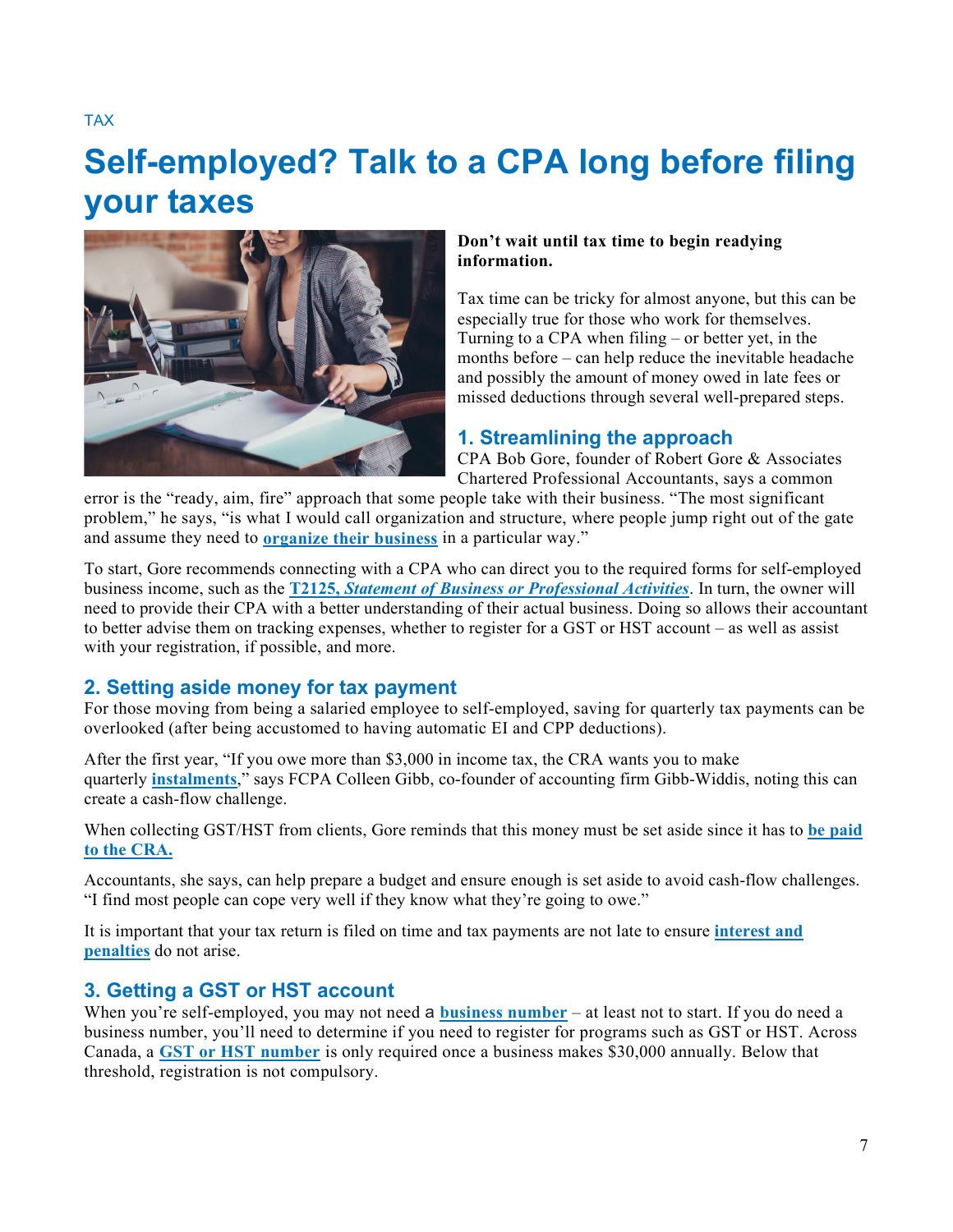TAX

# Self-employed? Talk to a CPA long before filing your taxes

**Don't wait until tax time to begin readying information.**

Tax time can be tricky for almost anyone, but this can be especially true for those who work for themselves. Turning to a CPA when filing – or better yet, in the months before – can help reduce the inevitable headache and possibly the amount of money owed in late fees or missed deductions through several well-prepared steps.

## 1. Streamlining the approach

CPA Bob Gore, founder of Robert Gore & Associates Chartered Professional Accountants, says a common error is the "ready, aim, fire" approach that some people take with their business. "The most significant problem," he says, "is what I would call organization and structure, where people jump right out of the gate and assume they need to **organize their business** in a particular way."

To start, Gore recommends connecting with a CPA who can direct you to the required forms for self-employed business income, such as the **T2125, *Statement of Business or Professional Activities***. In turn, the owner will need to provide their CPA with a better understanding of their actual business. Doing so allows their accountant to better advise them on tracking expenses, whether to register for a GST or HST account – as well as assist with your registration, if possible, and more.

## 2. Setting aside money for tax payment

For those moving from being a salaried employee to self-employed, saving for quarterly tax payments can be overlooked (after being accustomed to having automatic EI and CPP deductions).

After the first year, "If you owe more than $3,000 in income tax, the CRA wants you to make quarterly **instalments**," says FCPA Colleen Gibb, co-founder of accounting firm Gibb-Widdis, noting this can create a cash-flow challenge.

When collecting GST/HST from clients, Gore reminds that this money must be set aside since it has to **be paid to the CRA.**

Accountants, she says, can help prepare a budget and ensure enough is set aside to avoid cash-flow challenges. "I find most people can cope very well if they know what they're going to owe."

It is important that your tax return is filed on time and tax payments are not late to ensure **interest and penalties** do not arise.

## 3. Getting a GST or HST account

When you're self-employed, you may not need a **business number** – at least not to start. If you do need a business number, you'll need to determine if you need to register for programs such as GST or HST. Across Canada, a **GST or HST number** is only required once a business makes $30,000 annually. Below that threshold, registration is not compulsory.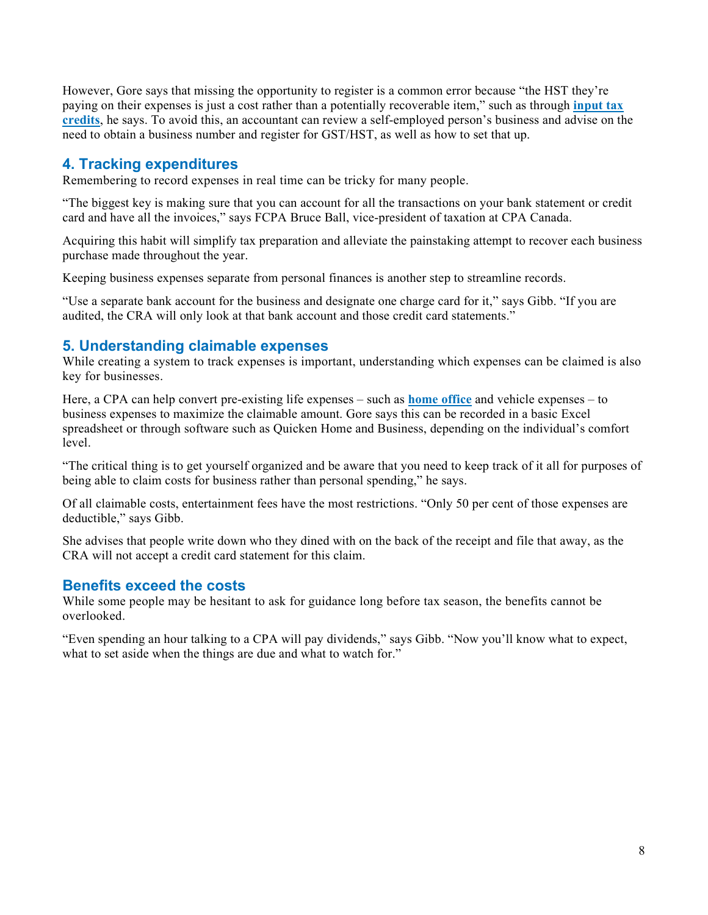However, Gore says that missing the opportunity to register is a common error because "the HST they're paying on their expenses is just a cost rather than a potentially recoverable item," such as through **input tax credits**, he says. To avoid this, an accountant can review a self-employed person's business and advise on the need to obtain a business number and register for GST/HST, as well as how to set that up.

## 4. Tracking expenditures

Remembering to record expenses in real time can be tricky for many people.

"The biggest key is making sure that you can account for all the transactions on your bank statement or credit card and have all the invoices," says FCPA Bruce Ball, vice-president of taxation at CPA Canada.

Acquiring this habit will simplify tax preparation and alleviate the painstaking attempt to recover each business purchase made throughout the year.

Keeping business expenses separate from personal finances is another step to streamline records.

"Use a separate bank account for the business and designate one charge card for it," says Gibb. "If you are audited, the CRA will only look at that bank account and those credit card statements."

## 5. Understanding claimable expenses

While creating a system to track expenses is important, understanding which expenses can be claimed is also key for businesses.

Here, a CPA can help convert pre-existing life expenses – such as **home office** and vehicle expenses – to business expenses to maximize the claimable amount. Gore says this can be recorded in a basic Excel spreadsheet or through software such as Quicken Home and Business, depending on the individual's comfort level.

"The critical thing is to get yourself organized and be aware that you need to keep track of it all for purposes of being able to claim costs for business rather than personal spending," he says.

Of all claimable costs, entertainment fees have the most restrictions. "Only 50 per cent of those expenses are deductible," says Gibb.

She advises that people write down who they dined with on the back of the receipt and file that away, as the CRA will not accept a credit card statement for this claim.

## Benefits exceed the costs

While some people may be hesitant to ask for guidance long before tax season, the benefits cannot be overlooked.

"Even spending an hour talking to a CPA will pay dividends," says Gibb. "Now you'll know what to expect, what to set aside when the things are due and what to watch for."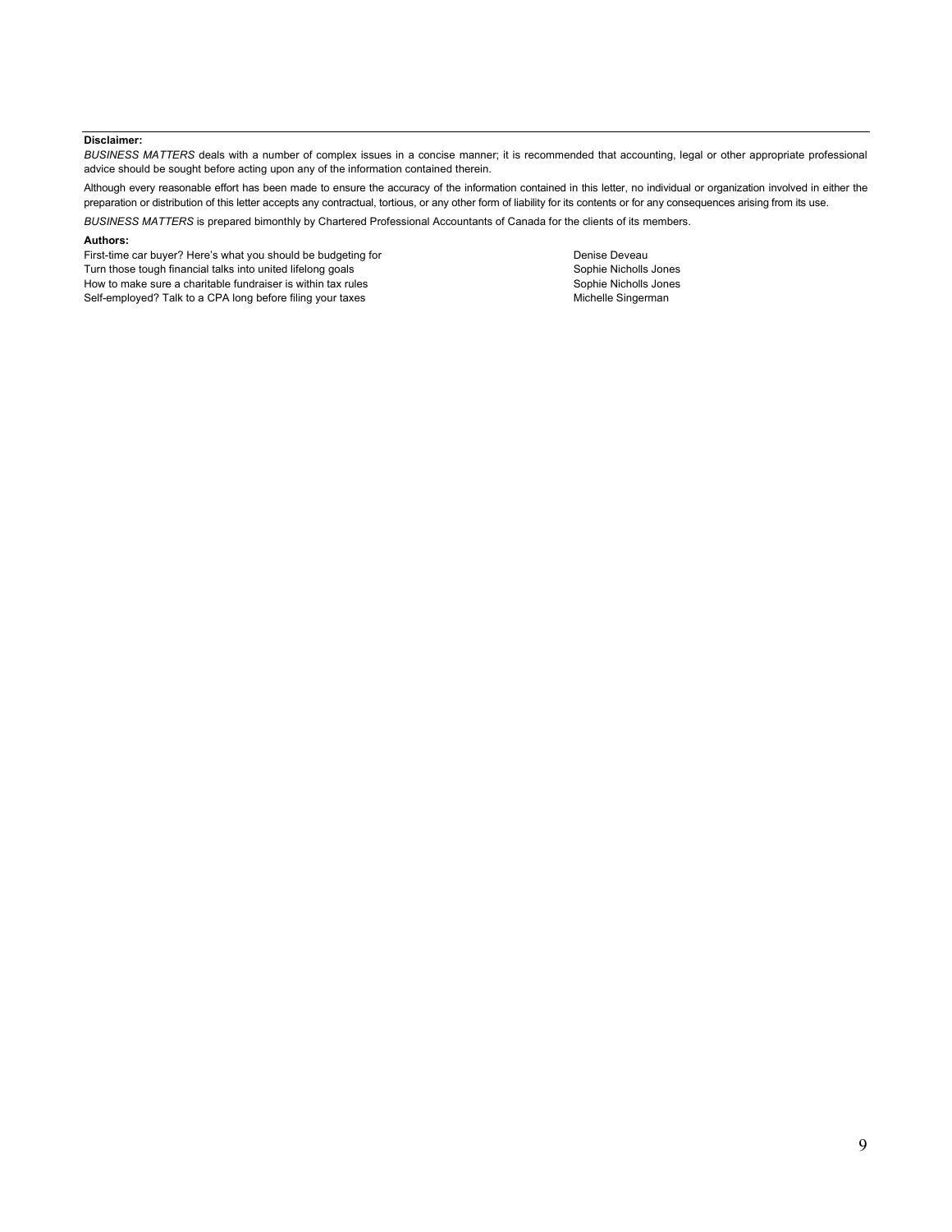**Disclaimer:**

*BUSINESS MATTERS* deals with a number of complex issues in a concise manner; it is recommended that accounting, legal or other appropriate professional advice should be sought before acting upon any of the information contained therein.

Although every reasonable effort has been made to ensure the accuracy of the information contained in this letter, no individual or organization involved in either the preparation or distribution of this letter accepts any contractual, tortious, or any other form of liability for its contents or for any consequences arising from its use.

*BUSINESS MATTERS* is prepared bimonthly by Chartered Professional Accountants of Canada for the clients of its members.

**Authors:**

| | |
|---|---|
| First-time car buyer? Here's what you should be budgeting for | Denise Deveau |
| Turn those tough financial talks into united lifelong goals | Sophie Nicholls Jones |
| How to make sure a charitable fundraiser is within tax rules | Sophie Nicholls Jones |
| Self-employed? Talk to a CPA long before filing your taxes | Michelle Singerman |